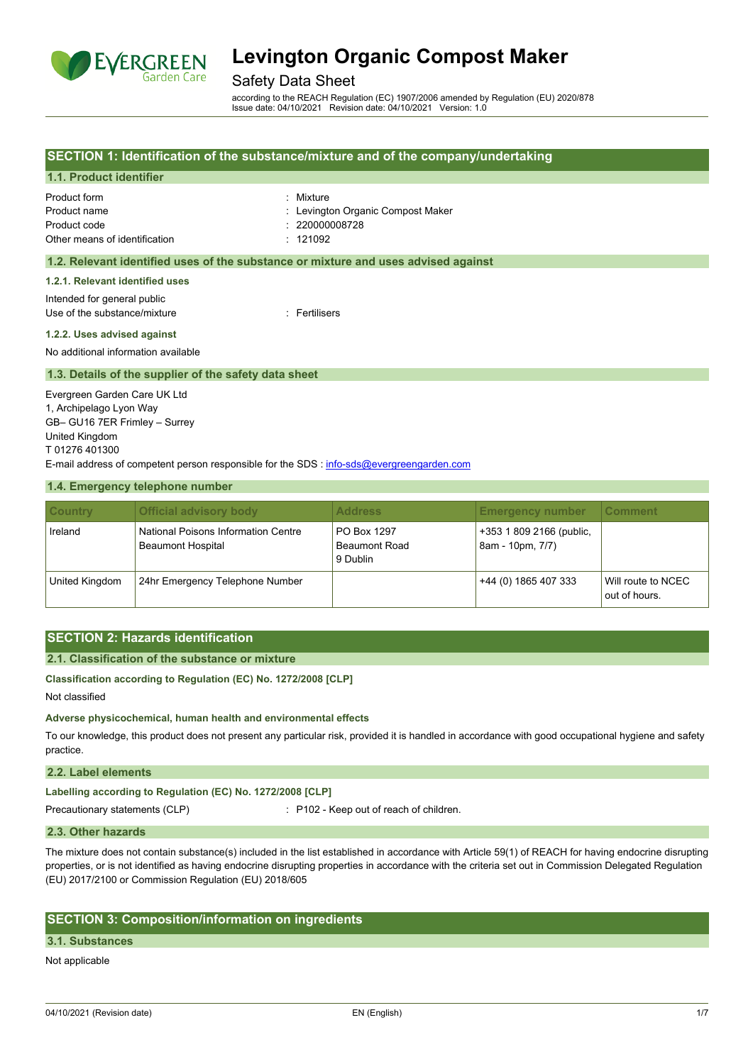# Levington Organic Compost Maker

## Safety Data Sheet

according to the REACH Regulation (EC) 1907/2006 amended by Regulation (EU) 2020/878
Issue date: 04/10/2021 Revision date: 04/10/2021 Version: 1.0

## SECTION 1: Identification of the substance/mixture and of the company/undertaking

### 1.1. Product identifier

Product form : Mixture
Product name : Levington Organic Compost Maker
Product code : 220000008728
Other means of identification : 121092

### 1.2. Relevant identified uses of the substance or mixture and uses advised against

#### 1.2.1. Relevant identified uses

Intended for general public
Use of the substance/mixture : Fertilisers

#### 1.2.2. Uses advised against

No additional information available

### 1.3. Details of the supplier of the safety data sheet

Evergreen Garden Care UK Ltd
1, Archipelago Lyon Way
GB– GU16 7ER Frimley – Surrey
United Kingdom
T 01276 401300
E-mail address of competent person responsible for the SDS : info-sds@evergreengarden.com

### 1.4. Emergency telephone number

| Country | Official advisory body | Address | Emergency number | Comment |
|---|---|---|---|---|
| Ireland | National Poisons Information Centre Beaumont Hospital | PO Box 1297 Beaumont Road 9 Dublin | +353 1 809 2166 (public, 8am - 10pm, 7/7) | |
| United Kingdom | 24hr Emergency Telephone Number | | +44 (0) 1865 407 333 | Will route to NCEC out of hours. |

## SECTION 2: Hazards identification

### 2.1. Classification of the substance or mixture

**Classification according to Regulation (EC) No. 1272/2008 [CLP]**

Not classified

**Adverse physicochemical, human health and environmental effects**

To our knowledge, this product does not present any particular risk, provided it is handled in accordance with good occupational hygiene and safety practice.

### 2.2. Label elements

**Labelling according to Regulation (EC) No. 1272/2008 [CLP]**

Precautionary statements (CLP) : P102 - Keep out of reach of children.

### 2.3. Other hazards

The mixture does not contain substance(s) included in the list established in accordance with Article 59(1) of REACH for having endocrine disrupting properties, or is not identified as having endocrine disrupting properties in accordance with the criteria set out in Commission Delegated Regulation (EU) 2017/2100 or Commission Regulation (EU) 2018/605

## SECTION 3: Composition/information on ingredients

### 3.1. Substances

Not applicable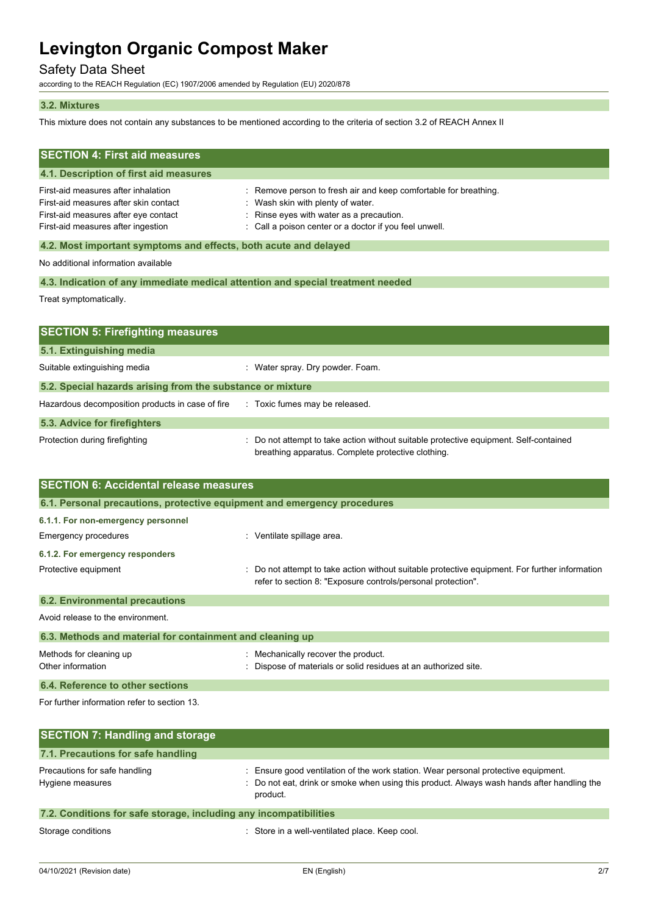### 3.2. Mixtures

This mixture does not contain any substances to be mentioned according to the criteria of section 3.2 of REACH Annex II

## SECTION 4: First aid measures

### 4.1. Description of first aid measures

| | |
|---|---|
| First-aid measures after inhalation | : Remove person to fresh air and keep comfortable for breathing. |
| First-aid measures after skin contact | : Wash skin with plenty of water. |
| First-aid measures after eye contact | : Rinse eyes with water as a precaution. |
| First-aid measures after ingestion | : Call a poison center or a doctor if you feel unwell. |

### 4.2. Most important symptoms and effects, both acute and delayed

No additional information available

### 4.3. Indication of any immediate medical attention and special treatment needed

Treat symptomatically.

## SECTION 5: Firefighting measures

### 5.1. Extinguishing media

| | |
|---|---|
| Suitable extinguishing media | : Water spray. Dry powder. Foam. |

### 5.2. Special hazards arising from the substance or mixture

| | |
|---|---|
| Hazardous decomposition products in case of fire | : Toxic fumes may be released. |

### 5.3. Advice for firefighters

| | |
|---|---|
| Protection during firefighting | : Do not attempt to take action without suitable protective equipment. Self-contained breathing apparatus. Complete protective clothing. |

## SECTION 6: Accidental release measures

### 6.1. Personal precautions, protective equipment and emergency procedures

#### 6.1.1. For non-emergency personnel

| | |
|---|---|
| Emergency procedures | : Ventilate spillage area. |

#### 6.1.2. For emergency responders

| | |
|---|---|
| Protective equipment | : Do not attempt to take action without suitable protective equipment. For further information refer to section 8: "Exposure controls/personal protection". |

### 6.2. Environmental precautions

Avoid release to the environment.

### 6.3. Methods and material for containment and cleaning up

| | |
|---|---|
| Methods for cleaning up | : Mechanically recover the product. |
| Other information | : Dispose of materials or solid residues at an authorized site. |

### 6.4. Reference to other sections

For further information refer to section 13.

## SECTION 7: Handling and storage

### 7.1. Precautions for safe handling

| | |
|---|---|
| Precautions for safe handling | : Ensure good ventilation of the work station. Wear personal protective equipment. |
| Hygiene measures | : Do not eat, drink or smoke when using this product. Always wash hands after handling the product. |

### 7.2. Conditions for safe storage, including any incompatibilities

| | |
|---|---|
| Storage conditions | : Store in a well-ventilated place. Keep cool. |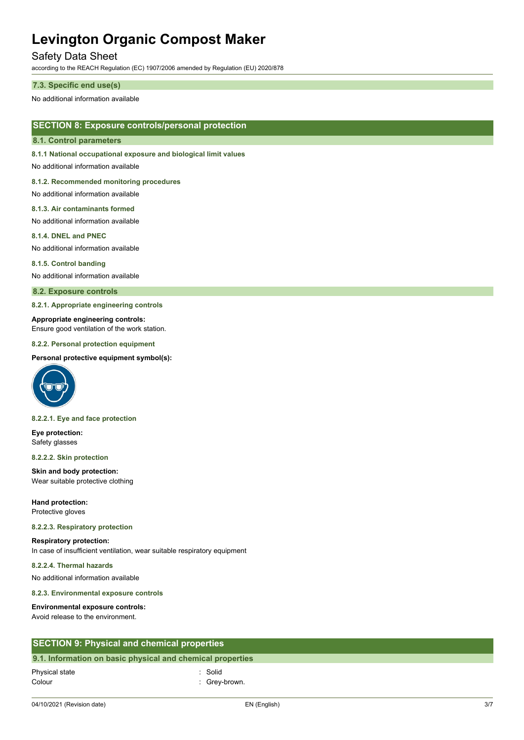### 7.3. Specific end use(s)

No additional information available

## SECTION 8: Exposure controls/personal protection

### 8.1. Control parameters

**8.1.1 National occupational exposure and biological limit values**

No additional information available

**8.1.2. Recommended monitoring procedures**

No additional information available

**8.1.3. Air contaminants formed**

No additional information available

**8.1.4. DNEL and PNEC**

No additional information available

**8.1.5. Control banding**

No additional information available

### 8.2. Exposure controls

**8.2.1. Appropriate engineering controls**

**Appropriate engineering controls:**
Ensure good ventilation of the work station.

**8.2.2. Personal protection equipment**

**Personal protective equipment symbol(s):**

**8.2.2.1. Eye and face protection**

**Eye protection:**
Safety glasses

**8.2.2.2. Skin protection**

**Skin and body protection:**
Wear suitable protective clothing

**Hand protection:**
Protective gloves

**8.2.2.3. Respiratory protection**

**Respiratory protection:**
In case of insufficient ventilation, wear suitable respiratory equipment

**8.2.2.4. Thermal hazards**

No additional information available

**8.2.3. Environmental exposure controls**

**Environmental exposure controls:**
Avoid release to the environment.

## SECTION 9: Physical and chemical properties

### 9.1. Information on basic physical and chemical properties

| | |
|---|---|
| Physical state | : Solid |
| Colour | : Grey-brown. |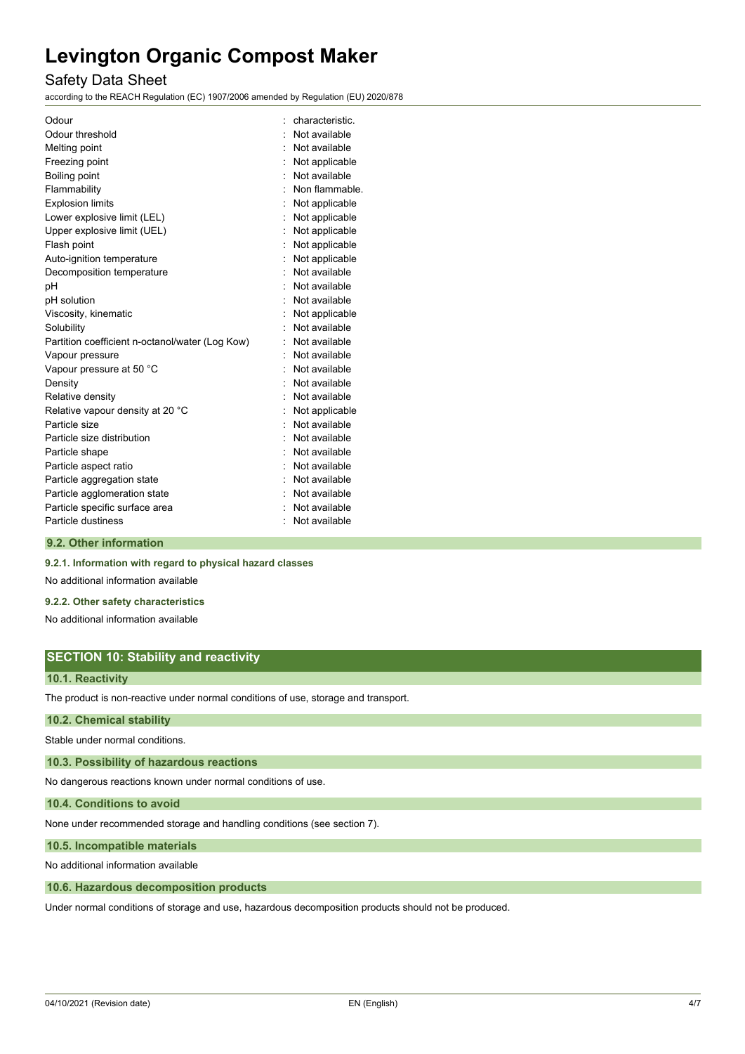| Property | Value |
| --- | --- |
| Odour | : characteristic. |
| Odour threshold | : Not available |
| Melting point | : Not available |
| Freezing point | : Not applicable |
| Boiling point | : Not available |
| Flammability | : Non flammable. |
| Explosion limits | : Not applicable |
| Lower explosive limit (LEL) | : Not applicable |
| Upper explosive limit (UEL) | : Not applicable |
| Flash point | : Not applicable |
| Auto-ignition temperature | : Not applicable |
| Decomposition temperature | : Not available |
| pH | : Not available |
| pH solution | : Not available |
| Viscosity, kinematic | : Not applicable |
| Solubility | : Not available |
| Partition coefficient n-octanol/water (Log Kow) | : Not available |
| Vapour pressure | : Not available |
| Vapour pressure at 50 °C | : Not available |
| Density | : Not available |
| Relative density | : Not available |
| Relative vapour density at 20 °C | : Not applicable |
| Particle size | : Not available |
| Particle size distribution | : Not available |
| Particle shape | : Not available |
| Particle aspect ratio | : Not available |
| Particle aggregation state | : Not available |
| Particle agglomeration state | : Not available |
| Particle specific surface area | : Not available |
| Particle dustiness | : Not available |

### 9.2. Other information

#### 9.2.1. Information with regard to physical hazard classes

No additional information available

#### 9.2.2. Other safety characteristics

No additional information available

## SECTION 10: Stability and reactivity

### 10.1. Reactivity

The product is non-reactive under normal conditions of use, storage and transport.

### 10.2. Chemical stability

Stable under normal conditions.

### 10.3. Possibility of hazardous reactions

No dangerous reactions known under normal conditions of use.

### 10.4. Conditions to avoid

None under recommended storage and handling conditions (see section 7).

### 10.5. Incompatible materials

No additional information available

### 10.6. Hazardous decomposition products

Under normal conditions of storage and use, hazardous decomposition products should not be produced.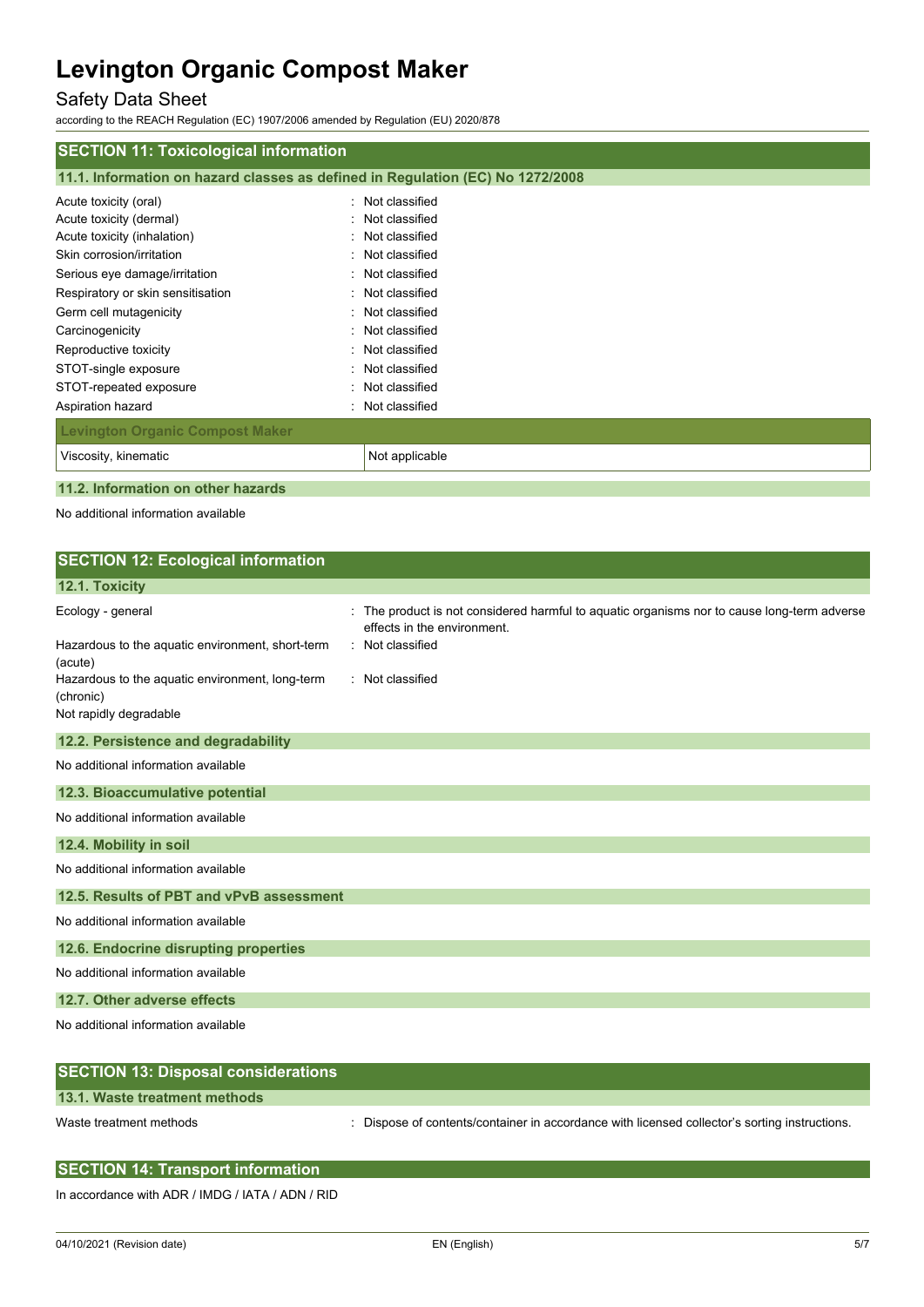## SECTION 11: Toxicological information

### 11.1. Information on hazard classes as defined in Regulation (EC) No 1272/2008

| | |
|---|---|
| Acute toxicity (oral) | : Not classified |
| Acute toxicity (dermal) | : Not classified |
| Acute toxicity (inhalation) | : Not classified |
| Skin corrosion/irritation | : Not classified |
| Serious eye damage/irritation | : Not classified |
| Respiratory or skin sensitisation | : Not classified |
| Germ cell mutagenicity | : Not classified |
| Carcinogenicity | : Not classified |
| Reproductive toxicity | : Not classified |
| STOT-single exposure | : Not classified |
| STOT-repeated exposure | : Not classified |
| Aspiration hazard | : Not classified |

| Levington Organic Compost Maker | |
|---|---|
| Viscosity, kinematic | Not applicable |

### 11.2. Information on other hazards

No additional information available

## SECTION 12: Ecological information

### 12.1. Toxicity

| | |
|---|---|
| Ecology - general | : The product is not considered harmful to aquatic organisms nor to cause long-term adverse effects in the environment. |
| Hazardous to the aquatic environment, short-term (acute) | : Not classified |
| Hazardous to the aquatic environment, long-term (chronic) | : Not classified |

Not rapidly degradable

### 12.2. Persistence and degradability

No additional information available

### 12.3. Bioaccumulative potential

No additional information available

### 12.4. Mobility in soil

No additional information available

### 12.5. Results of PBT and vPvB assessment

No additional information available

### 12.6. Endocrine disrupting properties

No additional information available

### 12.7. Other adverse effects

No additional information available

## SECTION 13: Disposal considerations

### 13.1. Waste treatment methods

| | |
|---|---|
| Waste treatment methods | : Dispose of contents/container in accordance with licensed collector's sorting instructions. |

## SECTION 14: Transport information

In accordance with ADR / IMDG / IATA / ADN / RID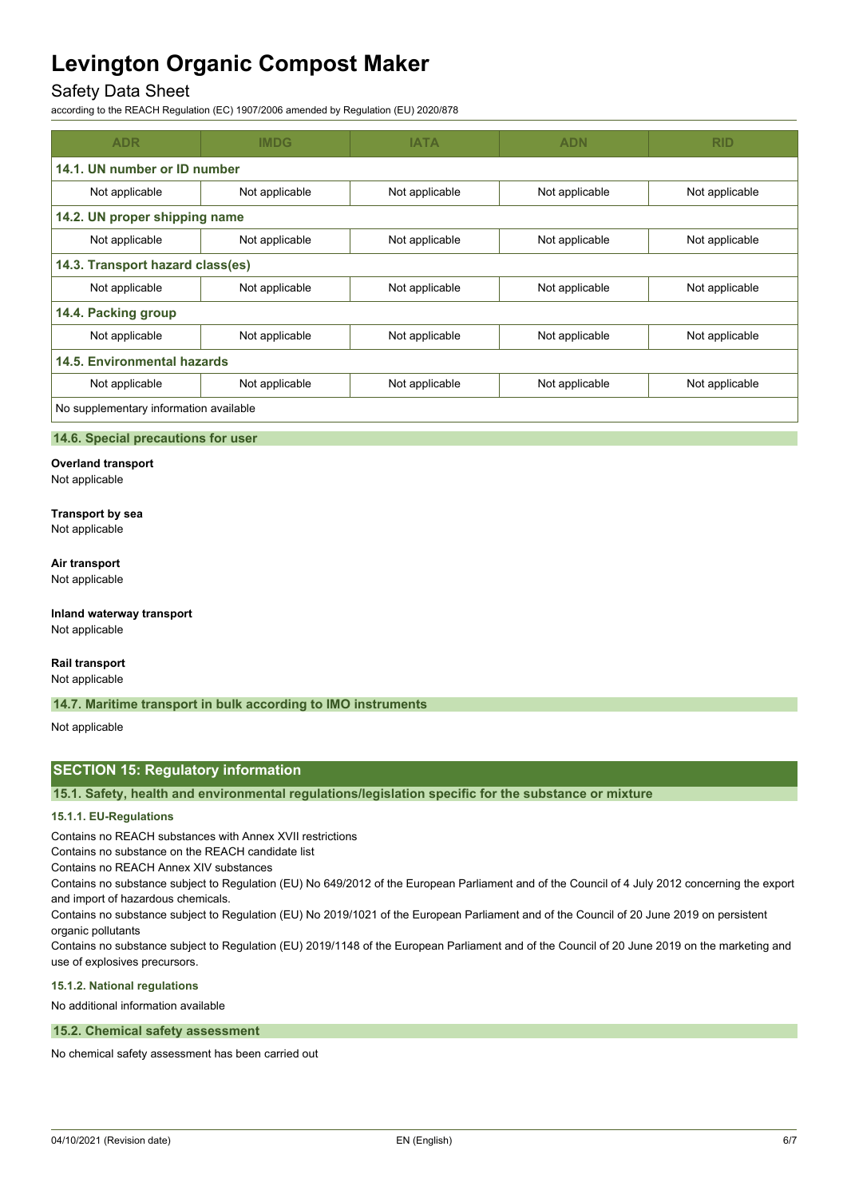| ADR | IMDG | IATA | ADN | RID |
|---|---|---|---|---|
| **14.1. UN number or ID number** | | | | |
| Not applicable | Not applicable | Not applicable | Not applicable | Not applicable |
| **14.2. UN proper shipping name** | | | | |
| Not applicable | Not applicable | Not applicable | Not applicable | Not applicable |
| **14.3. Transport hazard class(es)** | | | | |
| Not applicable | Not applicable | Not applicable | Not applicable | Not applicable |
| **14.4. Packing group** | | | | |
| Not applicable | Not applicable | Not applicable | Not applicable | Not applicable |
| **14.5. Environmental hazards** | | | | |
| Not applicable | Not applicable | Not applicable | Not applicable | Not applicable |
| No supplementary information available | | | | |

### 14.6. Special precautions for user

**Overland transport**
Not applicable

**Transport by sea**
Not applicable

**Air transport**
Not applicable

**Inland waterway transport**
Not applicable

**Rail transport**
Not applicable

### 14.7. Maritime transport in bulk according to IMO instruments

Not applicable

## SECTION 15: Regulatory information

### 15.1. Safety, health and environmental regulations/legislation specific for the substance or mixture

#### 15.1.1. EU-Regulations

Contains no REACH substances with Annex XVII restrictions
Contains no substance on the REACH candidate list
Contains no REACH Annex XIV substances
Contains no substance subject to Regulation (EU) No 649/2012 of the European Parliament and of the Council of 4 July 2012 concerning the export and import of hazardous chemicals.
Contains no substance subject to Regulation (EU) No 2019/1021 of the European Parliament and of the Council of 20 June 2019 on persistent organic pollutants
Contains no substance subject to Regulation (EU) 2019/1148 of the European Parliament and of the Council of 20 June 2019 on the marketing and use of explosives precursors.

#### 15.1.2. National regulations

No additional information available

### 15.2. Chemical safety assessment

No chemical safety assessment has been carried out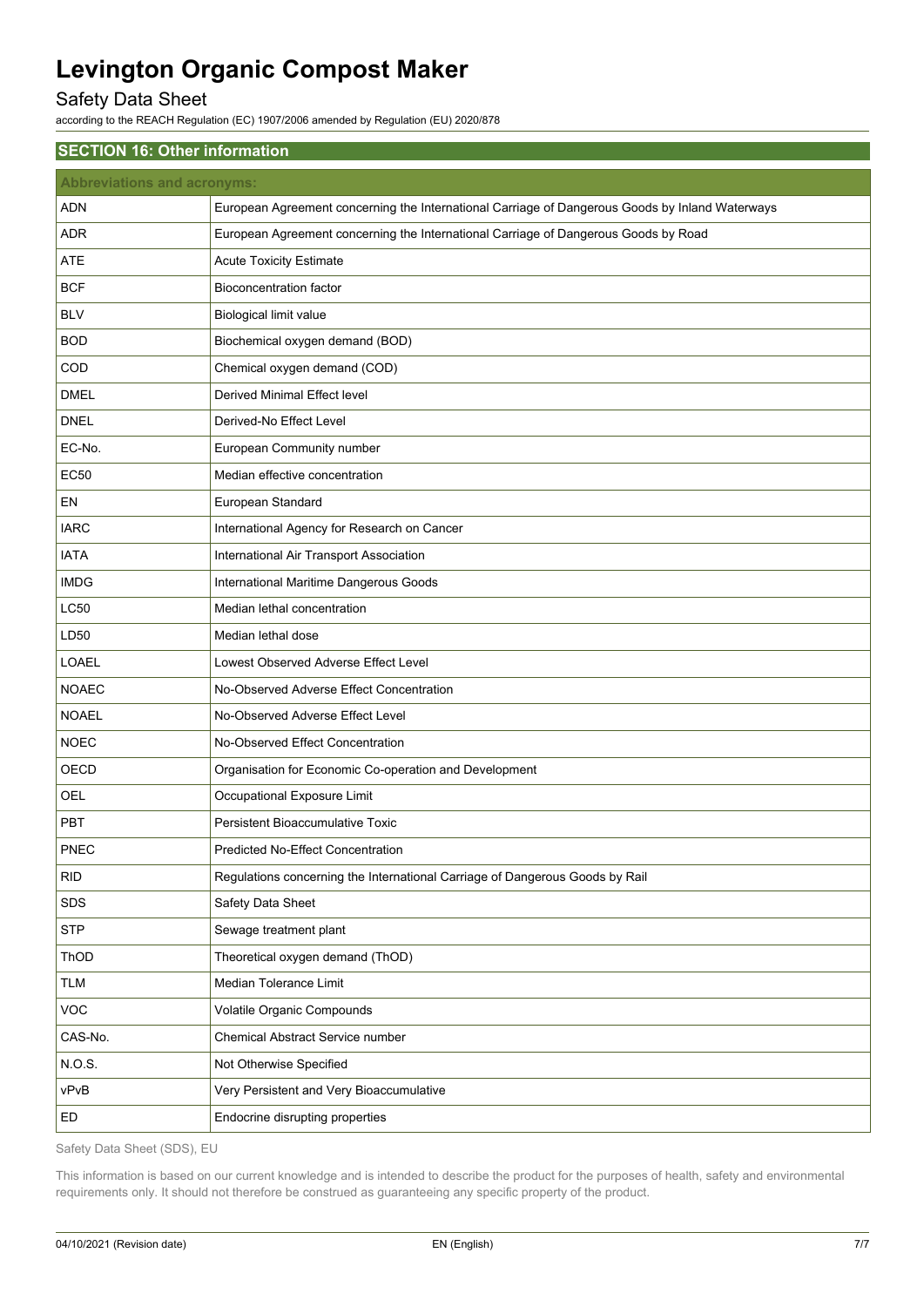## SECTION 16: Other information

| Abbreviations and acronyms: | |
|---|---|
| ADN | European Agreement concerning the International Carriage of Dangerous Goods by Inland Waterways |
| ADR | European Agreement concerning the International Carriage of Dangerous Goods by Road |
| ATE | Acute Toxicity Estimate |
| BCF | Bioconcentration factor |
| BLV | Biological limit value |
| BOD | Biochemical oxygen demand (BOD) |
| COD | Chemical oxygen demand (COD) |
| DMEL | Derived Minimal Effect level |
| DNEL | Derived-No Effect Level |
| EC-No. | European Community number |
| EC50 | Median effective concentration |
| EN | European Standard |
| IARC | International Agency for Research on Cancer |
| IATA | International Air Transport Association |
| IMDG | International Maritime Dangerous Goods |
| LC50 | Median lethal concentration |
| LD50 | Median lethal dose |
| LOAEL | Lowest Observed Adverse Effect Level |
| NOAEC | No-Observed Adverse Effect Concentration |
| NOAEL | No-Observed Adverse Effect Level |
| NOEC | No-Observed Effect Concentration |
| OECD | Organisation for Economic Co-operation and Development |
| OEL | Occupational Exposure Limit |
| PBT | Persistent Bioaccumulative Toxic |
| PNEC | Predicted No-Effect Concentration |
| RID | Regulations concerning the International Carriage of Dangerous Goods by Rail |
| SDS | Safety Data Sheet |
| STP | Sewage treatment plant |
| ThOD | Theoretical oxygen demand (ThOD) |
| TLM | Median Tolerance Limit |
| VOC | Volatile Organic Compounds |
| CAS-No. | Chemical Abstract Service number |
| N.O.S. | Not Otherwise Specified |
| vPvB | Very Persistent and Very Bioaccumulative |
| ED | Endocrine disrupting properties |

Safety Data Sheet (SDS), EU

This information is based on our current knowledge and is intended to describe the product for the purposes of health, safety and environmental requirements only. It should not therefore be construed as guaranteeing any specific property of the product.